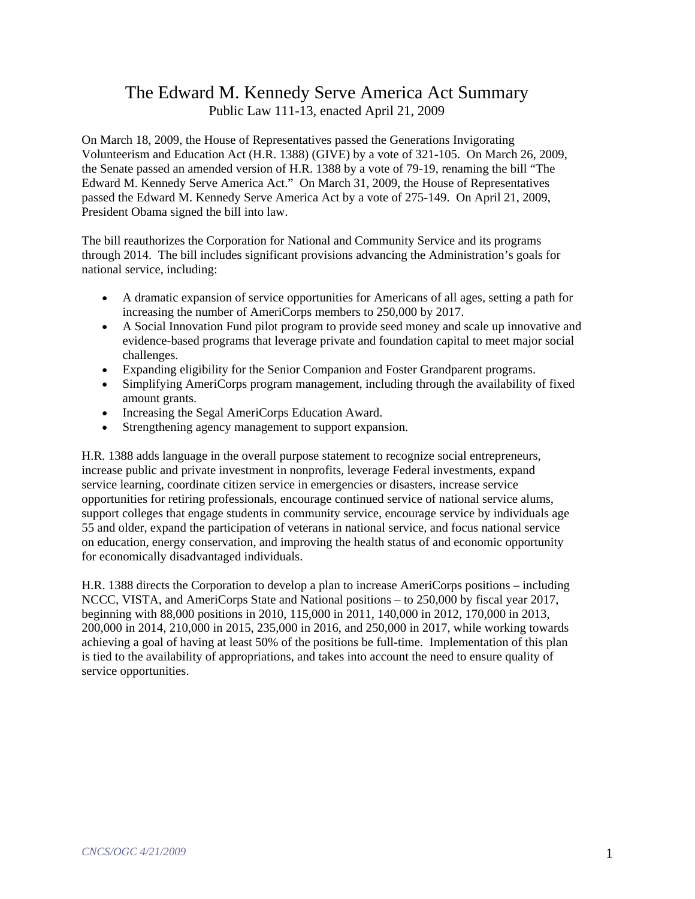# The Edward M. Kennedy Serve America Act Summary

Public Law 111-13, enacted April 21, 2009

On March 18, 2009, the House of Representatives passed the Generations Invigorating Volunteerism and Education Act (H.R. 1388) (GIVE) by a vote of 321-105. On March 26, 2009, the Senate passed an amended version of H.R. 1388 by a vote of 79-19, renaming the bill "The Edward M. Kennedy Serve America Act." On March 31, 2009, the House of Representatives passed the Edward M. Kennedy Serve America Act by a vote of 275-149. On April 21, 2009, President Obama signed the bill into law.

The bill reauthorizes the Corporation for National and Community Service and its programs through 2014. The bill includes significant provisions advancing the Administration's goals for national service, including:

- A dramatic expansion of service opportunities for Americans of all ages, setting a path for increasing the number of AmeriCorps members to 250,000 by 2017.
- A Social Innovation Fund pilot program to provide seed money and scale up innovative and evidence-based programs that leverage private and foundation capital to meet major social challenges.
- Expanding eligibility for the Senior Companion and Foster Grandparent programs.
- Simplifying AmeriCorps program management, including through the availability of fixed amount grants.
- Increasing the Segal AmeriCorps Education Award.
- Strengthening agency management to support expansion.

H.R. 1388 adds language in the overall purpose statement to recognize social entrepreneurs, increase public and private investment in nonprofits, leverage Federal investments, expand service learning, coordinate citizen service in emergencies or disasters, increase service opportunities for retiring professionals, encourage continued service of national service alums, support colleges that engage students in community service, encourage service by individuals age 55 and older, expand the participation of veterans in national service, and focus national service on education, energy conservation, and improving the health status of and economic opportunity for economically disadvantaged individuals.

H.R. 1388 directs the Corporation to develop a plan to increase AmeriCorps positions – including NCCC, VISTA, and AmeriCorps State and National positions – to 250,000 by fiscal year 2017, beginning with 88,000 positions in 2010, 115,000 in 2011, 140,000 in 2012, 170,000 in 2013, 200,000 in 2014, 210,000 in 2015, 235,000 in 2016, and 250,000 in 2017, while working towards achieving a goal of having at least 50% of the positions be full-time. Implementation of this plan is tied to the availability of appropriations, and takes into account the need to ensure quality of service opportunities.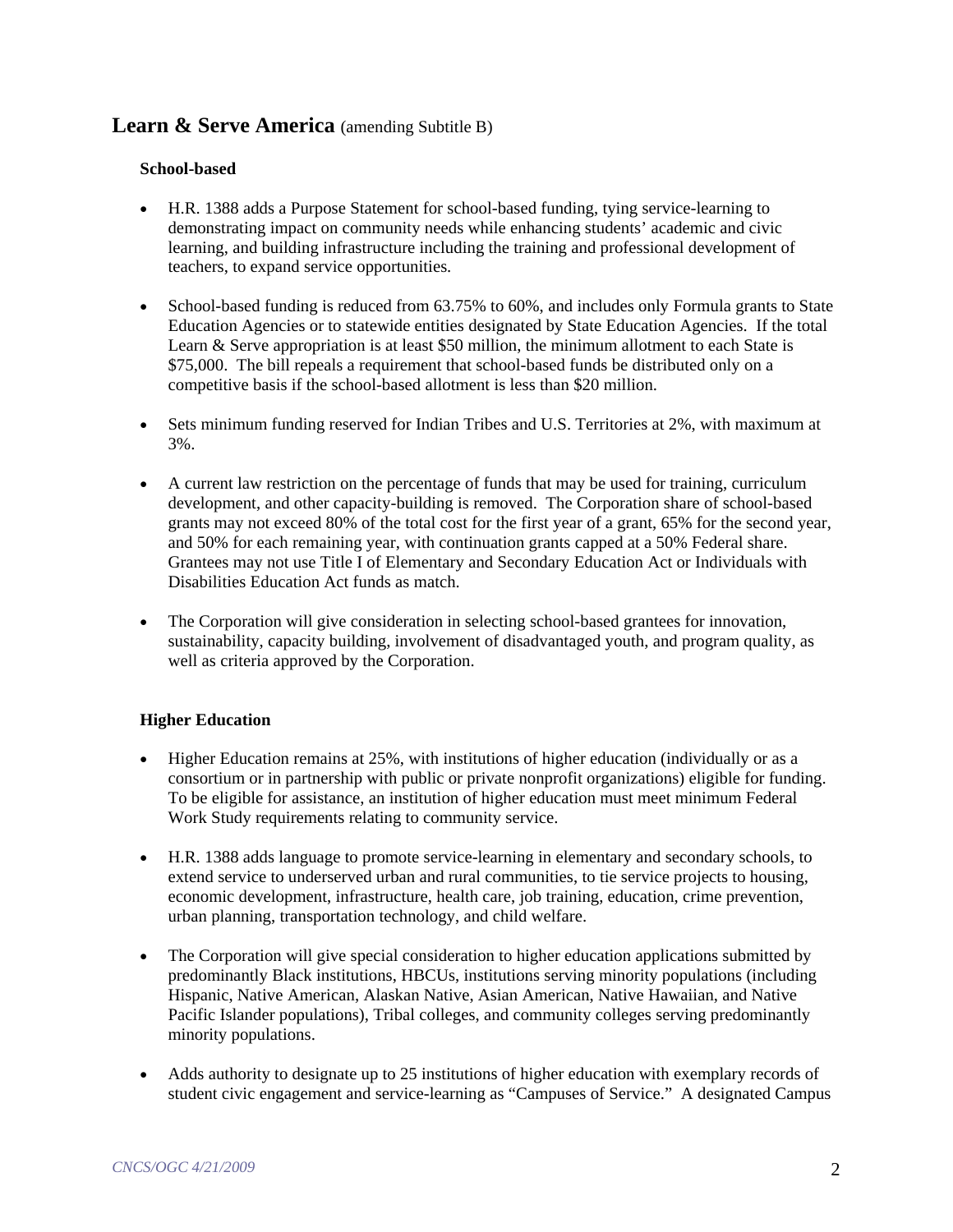## Learn & Serve America (amending Subtitle B)

### School-based

- H.R. 1388 adds a Purpose Statement for school-based funding, tying service-learning to demonstrating impact on community needs while enhancing students' academic and civic learning, and building infrastructure including the training and professional development of teachers, to expand service opportunities.

- School-based funding is reduced from 63.75% to 60%, and includes only Formula grants to State Education Agencies or to statewide entities designated by State Education Agencies. If the total Learn & Serve appropriation is at least $50 million, the minimum allotment to each State is $75,000. The bill repeals a requirement that school-based funds be distributed only on a competitive basis if the school-based allotment is less than $20 million.

- Sets minimum funding reserved for Indian Tribes and U.S. Territories at 2%, with maximum at 3%.

- A current law restriction on the percentage of funds that may be used for training, curriculum development, and other capacity-building is removed. The Corporation share of school-based grants may not exceed 80% of the total cost for the first year of a grant, 65% for the second year, and 50% for each remaining year, with continuation grants capped at a 50% Federal share. Grantees may not use Title I of Elementary and Secondary Education Act or Individuals with Disabilities Education Act funds as match.

- The Corporation will give consideration in selecting school-based grantees for innovation, sustainability, capacity building, involvement of disadvantaged youth, and program quality, as well as criteria approved by the Corporation.

### Higher Education

- Higher Education remains at 25%, with institutions of higher education (individually or as a consortium or in partnership with public or private nonprofit organizations) eligible for funding. To be eligible for assistance, an institution of higher education must meet minimum Federal Work Study requirements relating to community service.

- H.R. 1388 adds language to promote service-learning in elementary and secondary schools, to extend service to underserved urban and rural communities, to tie service projects to housing, economic development, infrastructure, health care, job training, education, crime prevention, urban planning, transportation technology, and child welfare.

- The Corporation will give special consideration to higher education applications submitted by predominantly Black institutions, HBCUs, institutions serving minority populations (including Hispanic, Native American, Alaskan Native, Asian American, Native Hawaiian, and Native Pacific Islander populations), Tribal colleges, and community colleges serving predominantly minority populations.

- Adds authority to designate up to 25 institutions of higher education with exemplary records of student civic engagement and service-learning as "Campuses of Service." A designated Campus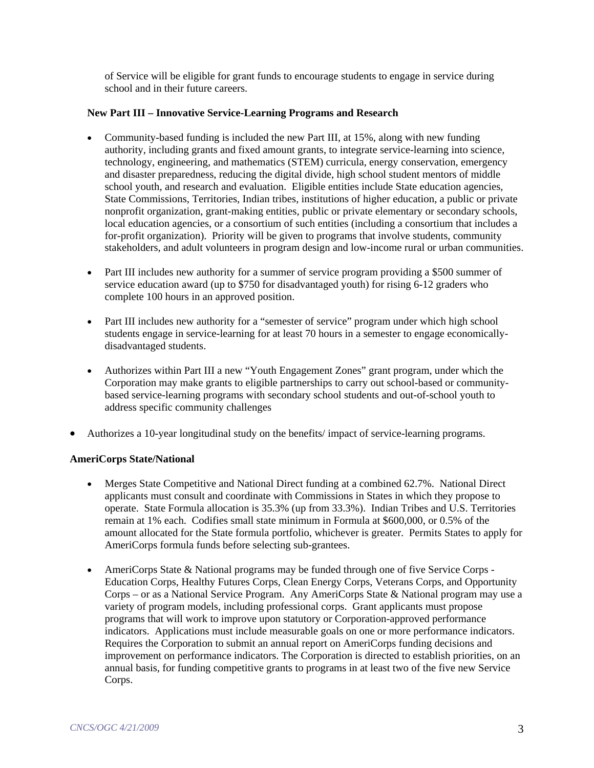of Service will be eligible for grant funds to encourage students to engage in service during school and in their future careers.

**New Part III – Innovative Service-Learning Programs and Research**

- Community-based funding is included the new Part III, at 15%, along with new funding authority, including grants and fixed amount grants, to integrate service-learning into science, technology, engineering, and mathematics (STEM) curricula, energy conservation, emergency and disaster preparedness, reducing the digital divide, high school student mentors of middle school youth, and research and evaluation. Eligible entities include State education agencies, State Commissions, Territories, Indian tribes, institutions of higher education, a public or private nonprofit organization, grant-making entities, public or private elementary or secondary schools, local education agencies, or a consortium of such entities (including a consortium that includes a for-profit organization). Priority will be given to programs that involve students, community stakeholders, and adult volunteers in program design and low-income rural or urban communities.

- Part III includes new authority for a summer of service program providing a $500 summer of service education award (up to $750 for disadvantaged youth) for rising 6-12 graders who complete 100 hours in an approved position.

- Part III includes new authority for a "semester of service" program under which high school students engage in service-learning for at least 70 hours in a semester to engage economically-disadvantaged students.

- Authorizes within Part III a new "Youth Engagement Zones" grant program, under which the Corporation may make grants to eligible partnerships to carry out school-based or community-based service-learning programs with secondary school students and out-of-school youth to address specific community challenges

- Authorizes a 10-year longitudinal study on the benefits/ impact of service-learning programs.

**AmeriCorps State/National**

- Merges State Competitive and National Direct funding at a combined 62.7%. National Direct applicants must consult and coordinate with Commissions in States in which they propose to operate. State Formula allocation is 35.3% (up from 33.3%). Indian Tribes and U.S. Territories remain at 1% each. Codifies small state minimum in Formula at $600,000, or 0.5% of the amount allocated for the State formula portfolio, whichever is greater. Permits States to apply for AmeriCorps formula funds before selecting sub-grantees.

- AmeriCorps State & National programs may be funded through one of five Service Corps - Education Corps, Healthy Futures Corps, Clean Energy Corps, Veterans Corps, and Opportunity Corps – or as a National Service Program. Any AmeriCorps State & National program may use a variety of program models, including professional corps. Grant applicants must propose programs that will work to improve upon statutory or Corporation-approved performance indicators. Applications must include measurable goals on one or more performance indicators. Requires the Corporation to submit an annual report on AmeriCorps funding decisions and improvement on performance indicators. The Corporation is directed to establish priorities, on an annual basis, for funding competitive grants to programs in at least two of the five new Service Corps.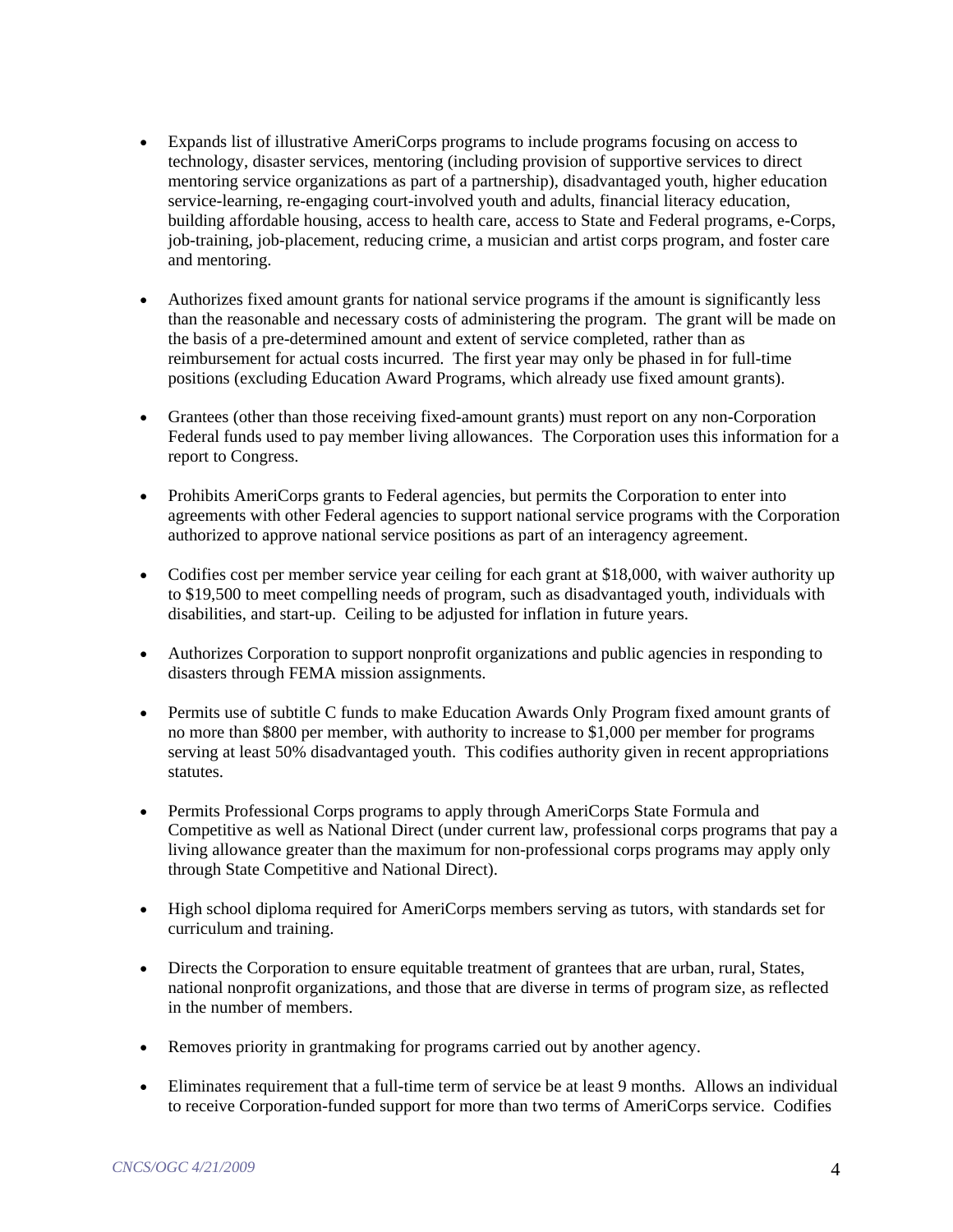- Expands list of illustrative AmeriCorps programs to include programs focusing on access to technology, disaster services, mentoring (including provision of supportive services to direct mentoring service organizations as part of a partnership), disadvantaged youth, higher education service-learning, re-engaging court-involved youth and adults, financial literacy education, building affordable housing, access to health care, access to State and Federal programs, e-Corps, job-training, job-placement, reducing crime, a musician and artist corps program, and foster care and mentoring.

- Authorizes fixed amount grants for national service programs if the amount is significantly less than the reasonable and necessary costs of administering the program. The grant will be made on the basis of a pre-determined amount and extent of service completed, rather than as reimbursement for actual costs incurred. The first year may only be phased in for full-time positions (excluding Education Award Programs, which already use fixed amount grants).

- Grantees (other than those receiving fixed-amount grants) must report on any non-Corporation Federal funds used to pay member living allowances. The Corporation uses this information for a report to Congress.

- Prohibits AmeriCorps grants to Federal agencies, but permits the Corporation to enter into agreements with other Federal agencies to support national service programs with the Corporation authorized to approve national service positions as part of an interagency agreement.

- Codifies cost per member service year ceiling for each grant at $18,000, with waiver authority up to $19,500 to meet compelling needs of program, such as disadvantaged youth, individuals with disabilities, and start-up. Ceiling to be adjusted for inflation in future years.

- Authorizes Corporation to support nonprofit organizations and public agencies in responding to disasters through FEMA mission assignments.

- Permits use of subtitle C funds to make Education Awards Only Program fixed amount grants of no more than $800 per member, with authority to increase to $1,000 per member for programs serving at least 50% disadvantaged youth. This codifies authority given in recent appropriations statutes.

- Permits Professional Corps programs to apply through AmeriCorps State Formula and Competitive as well as National Direct (under current law, professional corps programs that pay a living allowance greater than the maximum for non-professional corps programs may apply only through State Competitive and National Direct).

- High school diploma required for AmeriCorps members serving as tutors, with standards set for curriculum and training.

- Directs the Corporation to ensure equitable treatment of grantees that are urban, rural, States, national nonprofit organizations, and those that are diverse in terms of program size, as reflected in the number of members.

- Removes priority in grantmaking for programs carried out by another agency.

- Eliminates requirement that a full-time term of service be at least 9 months. Allows an individual to receive Corporation-funded support for more than two terms of AmeriCorps service. Codifies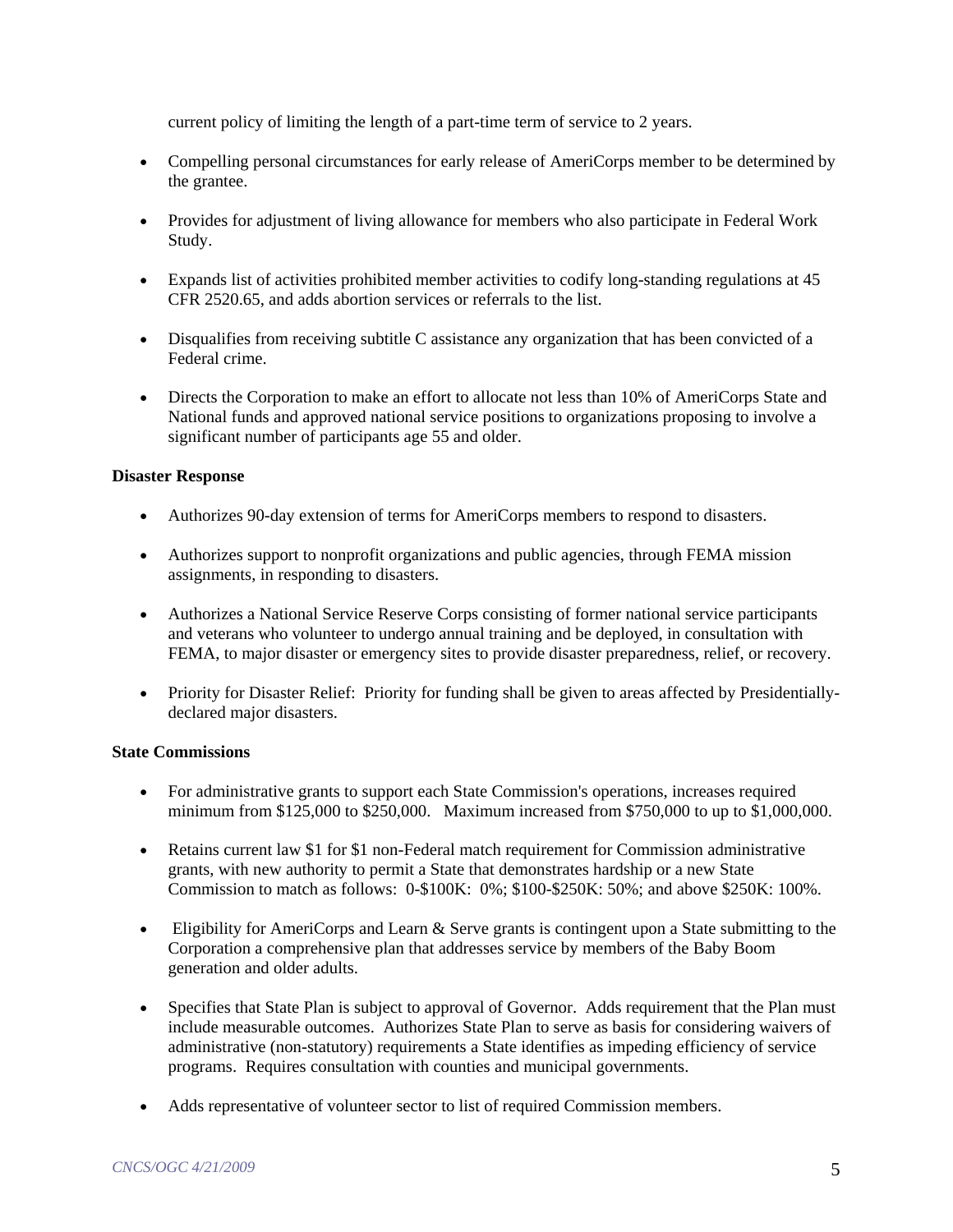current policy of limiting the length of a part-time term of service to 2 years.

- Compelling personal circumstances for early release of AmeriCorps member to be determined by the grantee.
- Provides for adjustment of living allowance for members who also participate in Federal Work Study.
- Expands list of activities prohibited member activities to codify long-standing regulations at 45 CFR 2520.65, and adds abortion services or referrals to the list.
- Disqualifies from receiving subtitle C assistance any organization that has been convicted of a Federal crime.
- Directs the Corporation to make an effort to allocate not less than 10% of AmeriCorps State and National funds and approved national service positions to organizations proposing to involve a significant number of participants age 55 and older.

**Disaster Response**

- Authorizes 90-day extension of terms for AmeriCorps members to respond to disasters.
- Authorizes support to nonprofit organizations and public agencies, through FEMA mission assignments, in responding to disasters.
- Authorizes a National Service Reserve Corps consisting of former national service participants and veterans who volunteer to undergo annual training and be deployed, in consultation with FEMA, to major disaster or emergency sites to provide disaster preparedness, relief, or recovery.
- Priority for Disaster Relief: Priority for funding shall be given to areas affected by Presidentially-declared major disasters.

**State Commissions**

- For administrative grants to support each State Commission's operations, increases required minimum from $125,000 to $250,000. Maximum increased from $750,000 to up to $1,000,000.
- Retains current law $1 for $1 non-Federal match requirement for Commission administrative grants, with new authority to permit a State that demonstrates hardship or a new State Commission to match as follows: 0-$100K: 0%; $100-$250K: 50%; and above $250K: 100%.
- Eligibility for AmeriCorps and Learn & Serve grants is contingent upon a State submitting to the Corporation a comprehensive plan that addresses service by members of the Baby Boom generation and older adults.
- Specifies that State Plan is subject to approval of Governor. Adds requirement that the Plan must include measurable outcomes. Authorizes State Plan to serve as basis for considering waivers of administrative (non-statutory) requirements a State identifies as impeding efficiency of service programs. Requires consultation with counties and municipal governments.
- Adds representative of volunteer sector to list of required Commission members.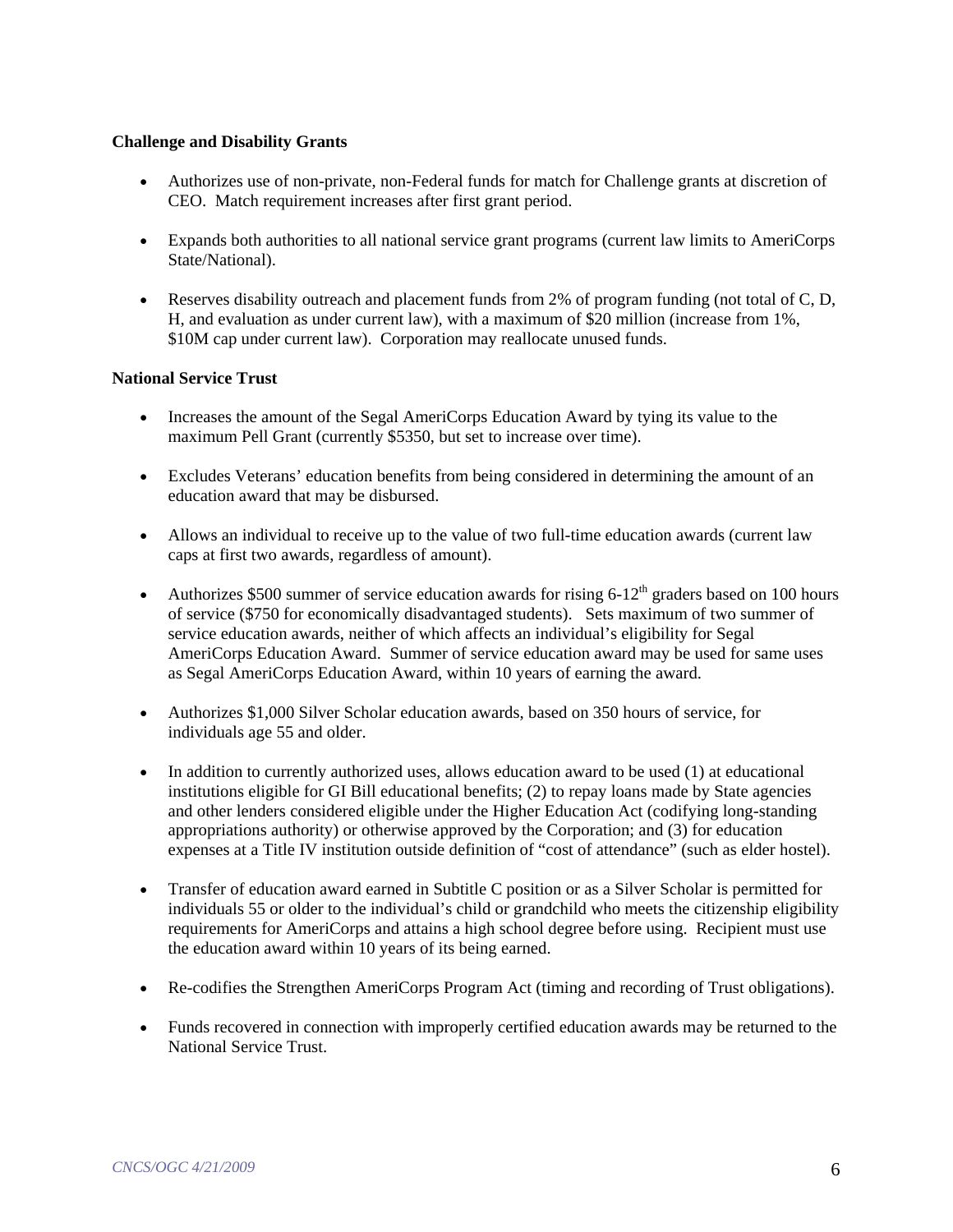**Challenge and Disability Grants**

- Authorizes use of non-private, non-Federal funds for match for Challenge grants at discretion of CEO. Match requirement increases after first grant period.
- Expands both authorities to all national service grant programs (current law limits to AmeriCorps State/National).
- Reserves disability outreach and placement funds from 2% of program funding (not total of C, D, H, and evaluation as under current law), with a maximum of $20 million (increase from 1%, $10M cap under current law). Corporation may reallocate unused funds.

**National Service Trust**

- Increases the amount of the Segal AmeriCorps Education Award by tying its value to the maximum Pell Grant (currently $5350, but set to increase over time).
- Excludes Veterans' education benefits from being considered in determining the amount of an education award that may be disbursed.
- Allows an individual to receive up to the value of two full-time education awards (current law caps at first two awards, regardless of amount).
- Authorizes $500 summer of service education awards for rising 6-12th graders based on 100 hours of service ($750 for economically disadvantaged students). Sets maximum of two summer of service education awards, neither of which affects an individual's eligibility for Segal AmeriCorps Education Award. Summer of service education award may be used for same uses as Segal AmeriCorps Education Award, within 10 years of earning the award.
- Authorizes $1,000 Silver Scholar education awards, based on 350 hours of service, for individuals age 55 and older.
- In addition to currently authorized uses, allows education award to be used (1) at educational institutions eligible for GI Bill educational benefits; (2) to repay loans made by State agencies and other lenders considered eligible under the Higher Education Act (codifying long-standing appropriations authority) or otherwise approved by the Corporation; and (3) for education expenses at a Title IV institution outside definition of "cost of attendance" (such as elder hostel).
- Transfer of education award earned in Subtitle C position or as a Silver Scholar is permitted for individuals 55 or older to the individual's child or grandchild who meets the citizenship eligibility requirements for AmeriCorps and attains a high school degree before using. Recipient must use the education award within 10 years of its being earned.
- Re-codifies the Strengthen AmeriCorps Program Act (timing and recording of Trust obligations).
- Funds recovered in connection with improperly certified education awards may be returned to the National Service Trust.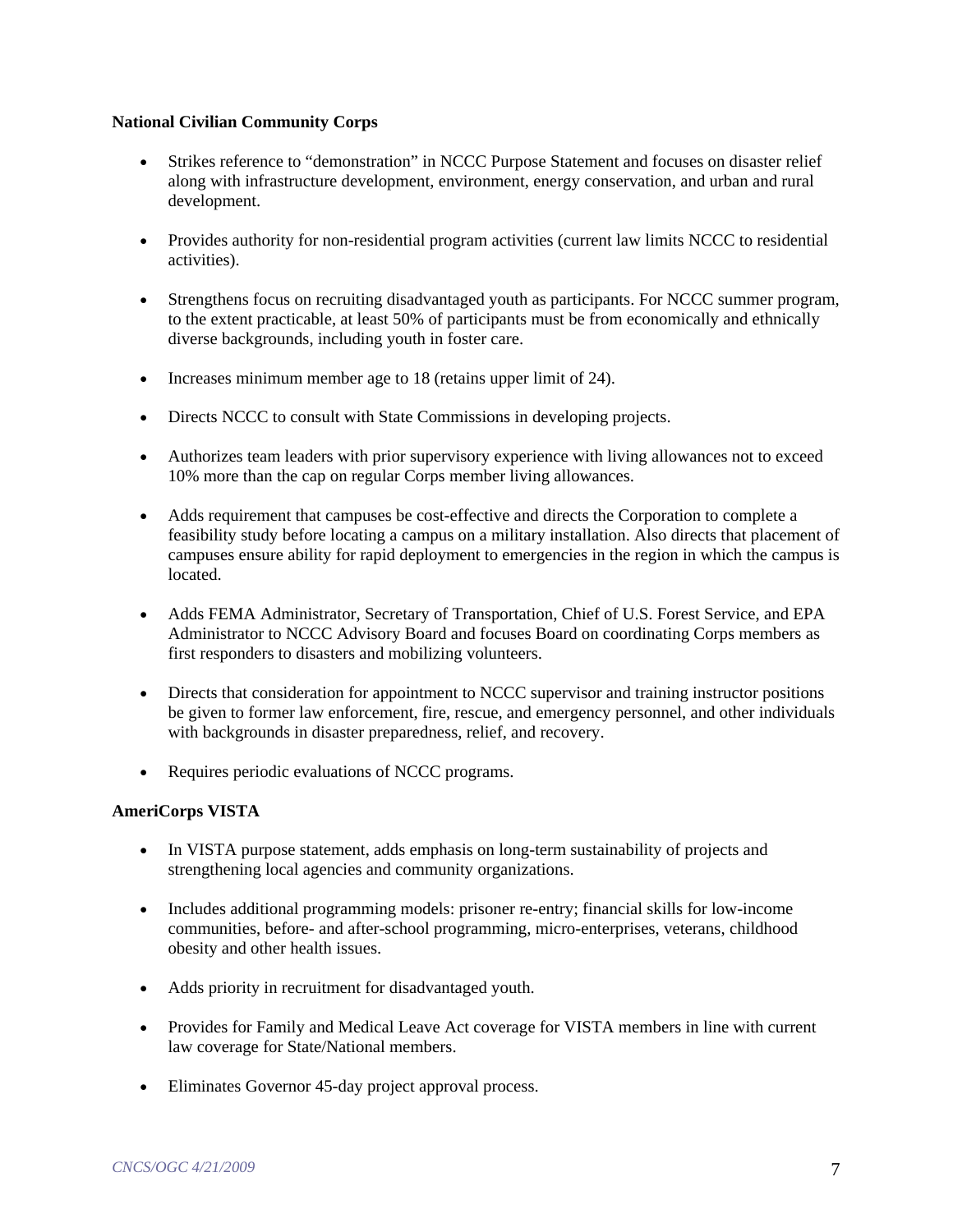**National Civilian Community Corps**

- Strikes reference to "demonstration" in NCCC Purpose Statement and focuses on disaster relief along with infrastructure development, environment, energy conservation, and urban and rural development.

- Provides authority for non-residential program activities (current law limits NCCC to residential activities).

- Strengthens focus on recruiting disadvantaged youth as participants. For NCCC summer program, to the extent practicable, at least 50% of participants must be from economically and ethnically diverse backgrounds, including youth in foster care.

- Increases minimum member age to 18 (retains upper limit of 24).

- Directs NCCC to consult with State Commissions in developing projects.

- Authorizes team leaders with prior supervisory experience with living allowances not to exceed 10% more than the cap on regular Corps member living allowances.

- Adds requirement that campuses be cost-effective and directs the Corporation to complete a feasibility study before locating a campus on a military installation. Also directs that placement of campuses ensure ability for rapid deployment to emergencies in the region in which the campus is located.

- Adds FEMA Administrator, Secretary of Transportation, Chief of U.S. Forest Service, and EPA Administrator to NCCC Advisory Board and focuses Board on coordinating Corps members as first responders to disasters and mobilizing volunteers.

- Directs that consideration for appointment to NCCC supervisor and training instructor positions be given to former law enforcement, fire, rescue, and emergency personnel, and other individuals with backgrounds in disaster preparedness, relief, and recovery.

- Requires periodic evaluations of NCCC programs.

**AmeriCorps VISTA**

- In VISTA purpose statement, adds emphasis on long-term sustainability of projects and strengthening local agencies and community organizations.

- Includes additional programming models: prisoner re-entry; financial skills for low-income communities, before- and after-school programming, micro-enterprises, veterans, childhood obesity and other health issues.

- Adds priority in recruitment for disadvantaged youth.

- Provides for Family and Medical Leave Act coverage for VISTA members in line with current law coverage for State/National members.

- Eliminates Governor 45-day project approval process.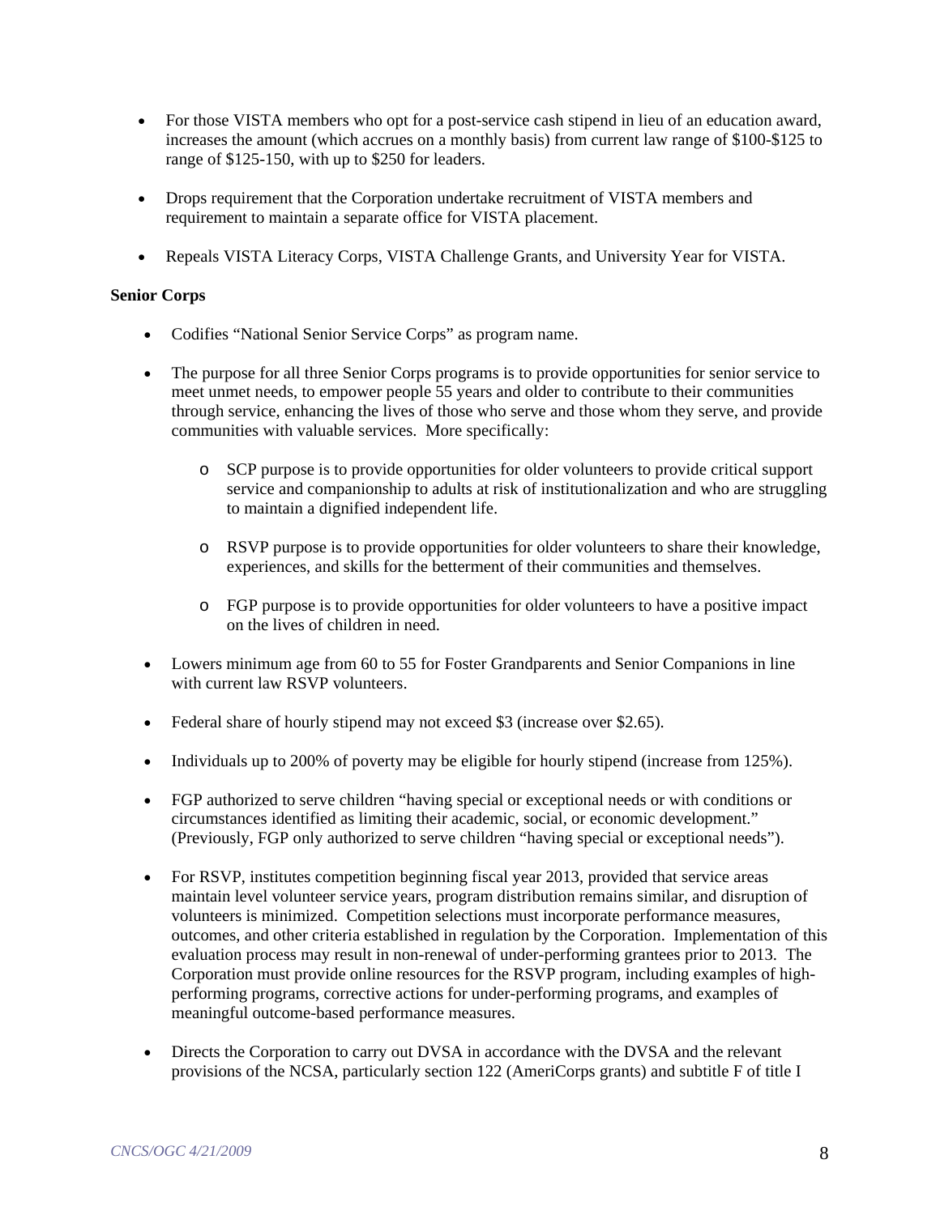- For those VISTA members who opt for a post-service cash stipend in lieu of an education award, increases the amount (which accrues on a monthly basis) from current law range of $100-$125 to range of $125-150, with up to $250 for leaders.

- Drops requirement that the Corporation undertake recruitment of VISTA members and requirement to maintain a separate office for VISTA placement.

- Repeals VISTA Literacy Corps, VISTA Challenge Grants, and University Year for VISTA.

**Senior Corps**

- Codifies "National Senior Service Corps" as program name.

- The purpose for all three Senior Corps programs is to provide opportunities for senior service to meet unmet needs, to empower people 55 years and older to contribute to their communities through service, enhancing the lives of those who serve and those whom they serve, and provide communities with valuable services. More specifically:

    - SCP purpose is to provide opportunities for older volunteers to provide critical support service and companionship to adults at risk of institutionalization and who are struggling to maintain a dignified independent life.

    - RSVP purpose is to provide opportunities for older volunteers to share their knowledge, experiences, and skills for the betterment of their communities and themselves.

    - FGP purpose is to provide opportunities for older volunteers to have a positive impact on the lives of children in need.

- Lowers minimum age from 60 to 55 for Foster Grandparents and Senior Companions in line with current law RSVP volunteers.

- Federal share of hourly stipend may not exceed $3 (increase over $2.65).

- Individuals up to 200% of poverty may be eligible for hourly stipend (increase from 125%).

- FGP authorized to serve children "having special or exceptional needs or with conditions or circumstances identified as limiting their academic, social, or economic development." (Previously, FGP only authorized to serve children "having special or exceptional needs").

- For RSVP, institutes competition beginning fiscal year 2013, provided that service areas maintain level volunteer service years, program distribution remains similar, and disruption of volunteers is minimized. Competition selections must incorporate performance measures, outcomes, and other criteria established in regulation by the Corporation. Implementation of this evaluation process may result in non-renewal of under-performing grantees prior to 2013. The Corporation must provide online resources for the RSVP program, including examples of high-performing programs, corrective actions for under-performing programs, and examples of meaningful outcome-based performance measures.

- Directs the Corporation to carry out DVSA in accordance with the DVSA and the relevant provisions of the NCSA, particularly section 122 (AmeriCorps grants) and subtitle F of title I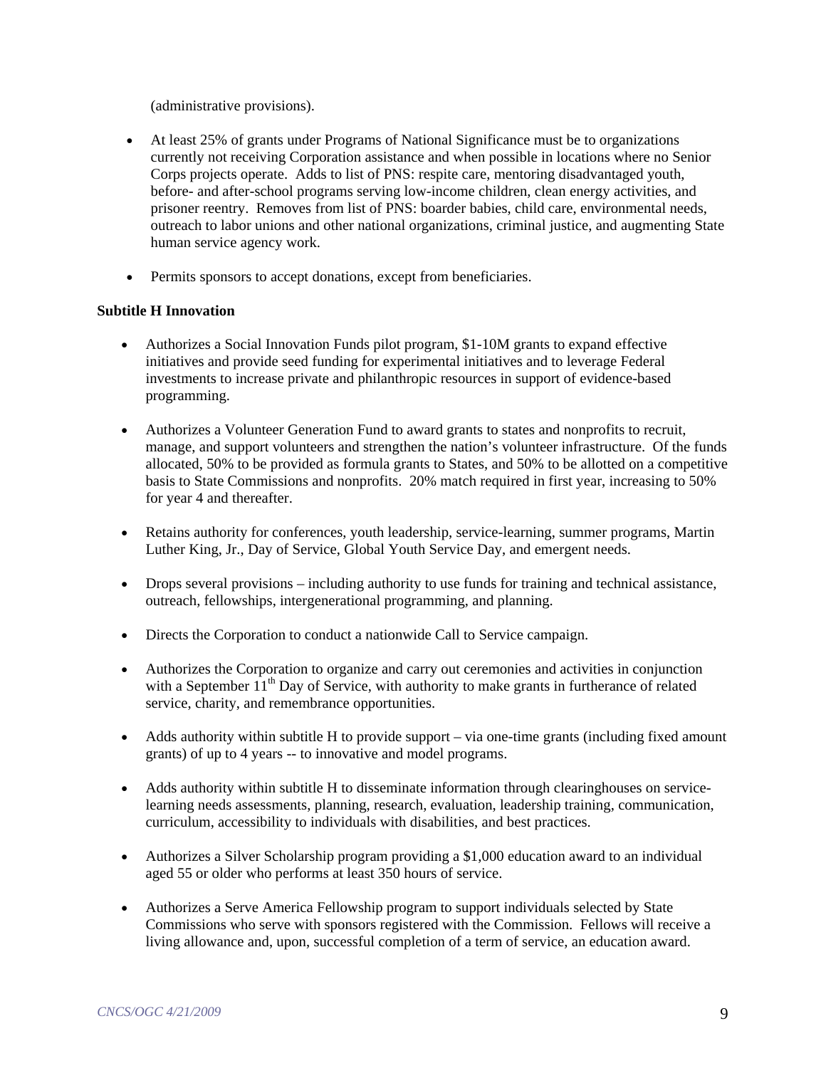(administrative provisions).

- At least 25% of grants under Programs of National Significance must be to organizations currently not receiving Corporation assistance and when possible in locations where no Senior Corps projects operate. Adds to list of PNS: respite care, mentoring disadvantaged youth, before- and after-school programs serving low-income children, clean energy activities, and prisoner reentry. Removes from list of PNS: boarder babies, child care, environmental needs, outreach to labor unions and other national organizations, criminal justice, and augmenting State human service agency work.
- Permits sponsors to accept donations, except from beneficiaries.

**Subtitle H Innovation**

- Authorizes a Social Innovation Funds pilot program, $1-10M grants to expand effective initiatives and provide seed funding for experimental initiatives and to leverage Federal investments to increase private and philanthropic resources in support of evidence-based programming.
- Authorizes a Volunteer Generation Fund to award grants to states and nonprofits to recruit, manage, and support volunteers and strengthen the nation's volunteer infrastructure. Of the funds allocated, 50% to be provided as formula grants to States, and 50% to be allotted on a competitive basis to State Commissions and nonprofits. 20% match required in first year, increasing to 50% for year 4 and thereafter.
- Retains authority for conferences, youth leadership, service-learning, summer programs, Martin Luther King, Jr., Day of Service, Global Youth Service Day, and emergent needs.
- Drops several provisions – including authority to use funds for training and technical assistance, outreach, fellowships, intergenerational programming, and planning.
- Directs the Corporation to conduct a nationwide Call to Service campaign.
- Authorizes the Corporation to organize and carry out ceremonies and activities in conjunction with a September 11th Day of Service, with authority to make grants in furtherance of related service, charity, and remembrance opportunities.
- Adds authority within subtitle H to provide support – via one-time grants (including fixed amount grants) of up to 4 years -- to innovative and model programs.
- Adds authority within subtitle H to disseminate information through clearinghouses on service-learning needs assessments, planning, research, evaluation, leadership training, communication, curriculum, accessibility to individuals with disabilities, and best practices.
- Authorizes a Silver Scholarship program providing a $1,000 education award to an individual aged 55 or older who performs at least 350 hours of service.
- Authorizes a Serve America Fellowship program to support individuals selected by State Commissions who serve with sponsors registered with the Commission. Fellows will receive a living allowance and, upon, successful completion of a term of service, an education award.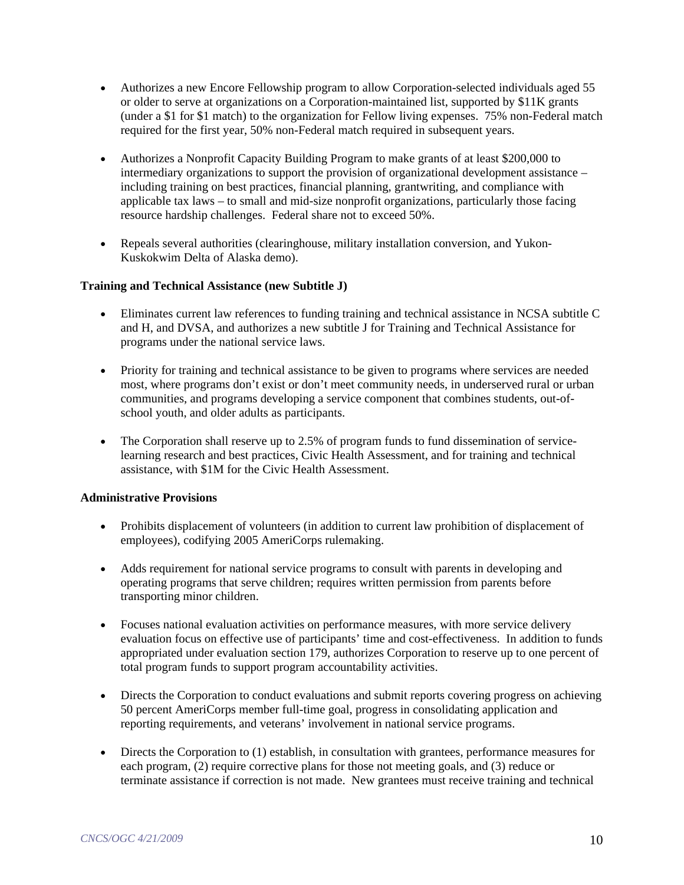- Authorizes a new Encore Fellowship program to allow Corporation-selected individuals aged 55 or older to serve at organizations on a Corporation-maintained list, supported by $11K grants (under a $1 for $1 match) to the organization for Fellow living expenses. 75% non-Federal match required for the first year, 50% non-Federal match required in subsequent years.

- Authorizes a Nonprofit Capacity Building Program to make grants of at least $200,000 to intermediary organizations to support the provision of organizational development assistance – including training on best practices, financial planning, grantwriting, and compliance with applicable tax laws – to small and mid-size nonprofit organizations, particularly those facing resource hardship challenges. Federal share not to exceed 50%.

- Repeals several authorities (clearinghouse, military installation conversion, and Yukon-Kuskokwim Delta of Alaska demo).

**Training and Technical Assistance (new Subtitle J)**

- Eliminates current law references to funding training and technical assistance in NCSA subtitle C and H, and DVSA, and authorizes a new subtitle J for Training and Technical Assistance for programs under the national service laws.

- Priority for training and technical assistance to be given to programs where services are needed most, where programs don't exist or don't meet community needs, in underserved rural or urban communities, and programs developing a service component that combines students, out-of-school youth, and older adults as participants.

- The Corporation shall reserve up to 2.5% of program funds to fund dissemination of service-learning research and best practices, Civic Health Assessment, and for training and technical assistance, with $1M for the Civic Health Assessment.

**Administrative Provisions**

- Prohibits displacement of volunteers (in addition to current law prohibition of displacement of employees), codifying 2005 AmeriCorps rulemaking.

- Adds requirement for national service programs to consult with parents in developing and operating programs that serve children; requires written permission from parents before transporting minor children.

- Focuses national evaluation activities on performance measures, with more service delivery evaluation focus on effective use of participants' time and cost-effectiveness. In addition to funds appropriated under evaluation section 179, authorizes Corporation to reserve up to one percent of total program funds to support program accountability activities.

- Directs the Corporation to conduct evaluations and submit reports covering progress on achieving 50 percent AmeriCorps member full-time goal, progress in consolidating application and reporting requirements, and veterans' involvement in national service programs.

- Directs the Corporation to (1) establish, in consultation with grantees, performance measures for each program, (2) require corrective plans for those not meeting goals, and (3) reduce or terminate assistance if correction is not made. New grantees must receive training and technical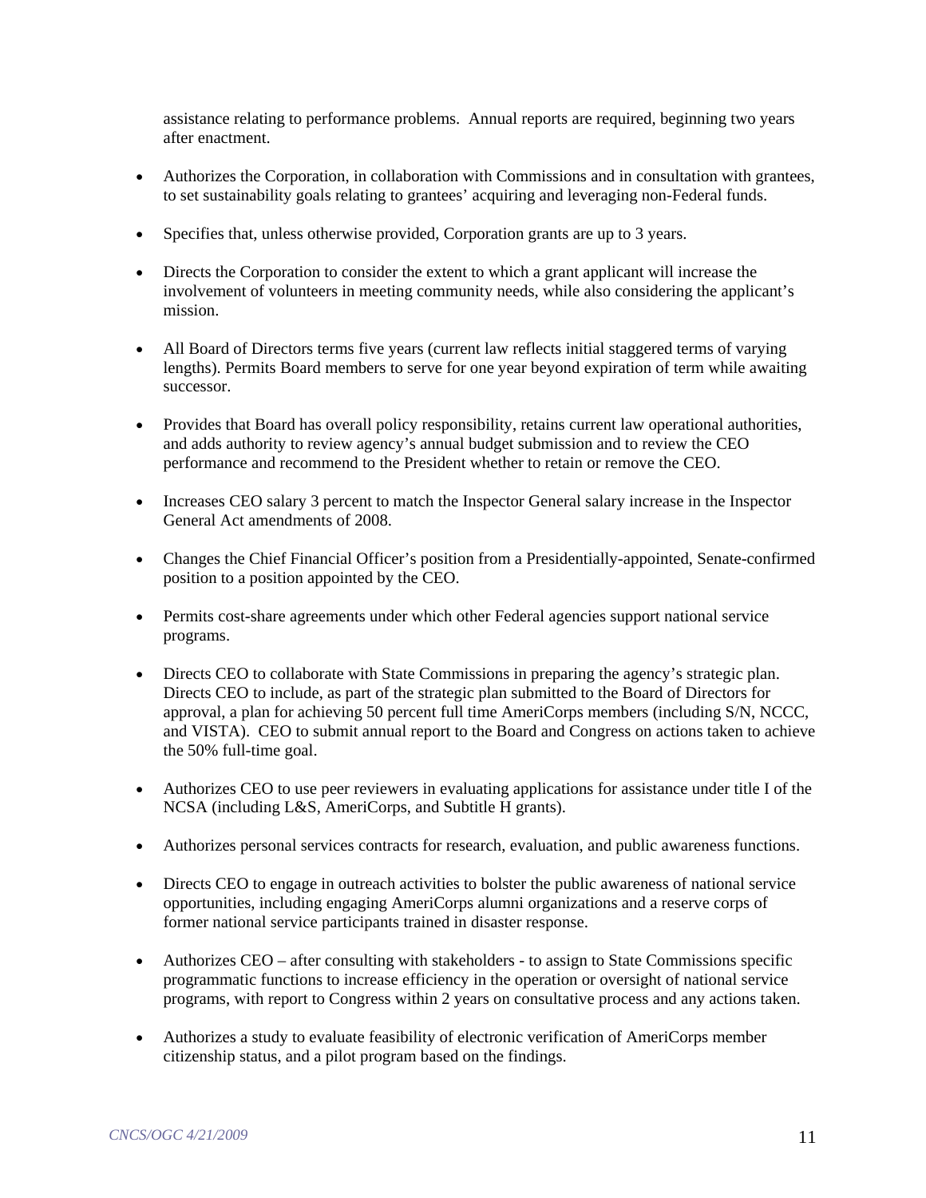assistance relating to performance problems. Annual reports are required, beginning two years after enactment.

- Authorizes the Corporation, in collaboration with Commissions and in consultation with grantees, to set sustainability goals relating to grantees' acquiring and leveraging non-Federal funds.

- Specifies that, unless otherwise provided, Corporation grants are up to 3 years.

- Directs the Corporation to consider the extent to which a grant applicant will increase the involvement of volunteers in meeting community needs, while also considering the applicant's mission.

- All Board of Directors terms five years (current law reflects initial staggered terms of varying lengths). Permits Board members to serve for one year beyond expiration of term while awaiting successor.

- Provides that Board has overall policy responsibility, retains current law operational authorities, and adds authority to review agency's annual budget submission and to review the CEO performance and recommend to the President whether to retain or remove the CEO.

- Increases CEO salary 3 percent to match the Inspector General salary increase in the Inspector General Act amendments of 2008.

- Changes the Chief Financial Officer's position from a Presidentially-appointed, Senate-confirmed position to a position appointed by the CEO.

- Permits cost-share agreements under which other Federal agencies support national service programs.

- Directs CEO to collaborate with State Commissions in preparing the agency's strategic plan. Directs CEO to include, as part of the strategic plan submitted to the Board of Directors for approval, a plan for achieving 50 percent full time AmeriCorps members (including S/N, NCCC, and VISTA). CEO to submit annual report to the Board and Congress on actions taken to achieve the 50% full-time goal.

- Authorizes CEO to use peer reviewers in evaluating applications for assistance under title I of the NCSA (including L&S, AmeriCorps, and Subtitle H grants).

- Authorizes personal services contracts for research, evaluation, and public awareness functions.

- Directs CEO to engage in outreach activities to bolster the public awareness of national service opportunities, including engaging AmeriCorps alumni organizations and a reserve corps of former national service participants trained in disaster response.

- Authorizes CEO – after consulting with stakeholders - to assign to State Commissions specific programmatic functions to increase efficiency in the operation or oversight of national service programs, with report to Congress within 2 years on consultative process and any actions taken.

- Authorizes a study to evaluate feasibility of electronic verification of AmeriCorps member citizenship status, and a pilot program based on the findings.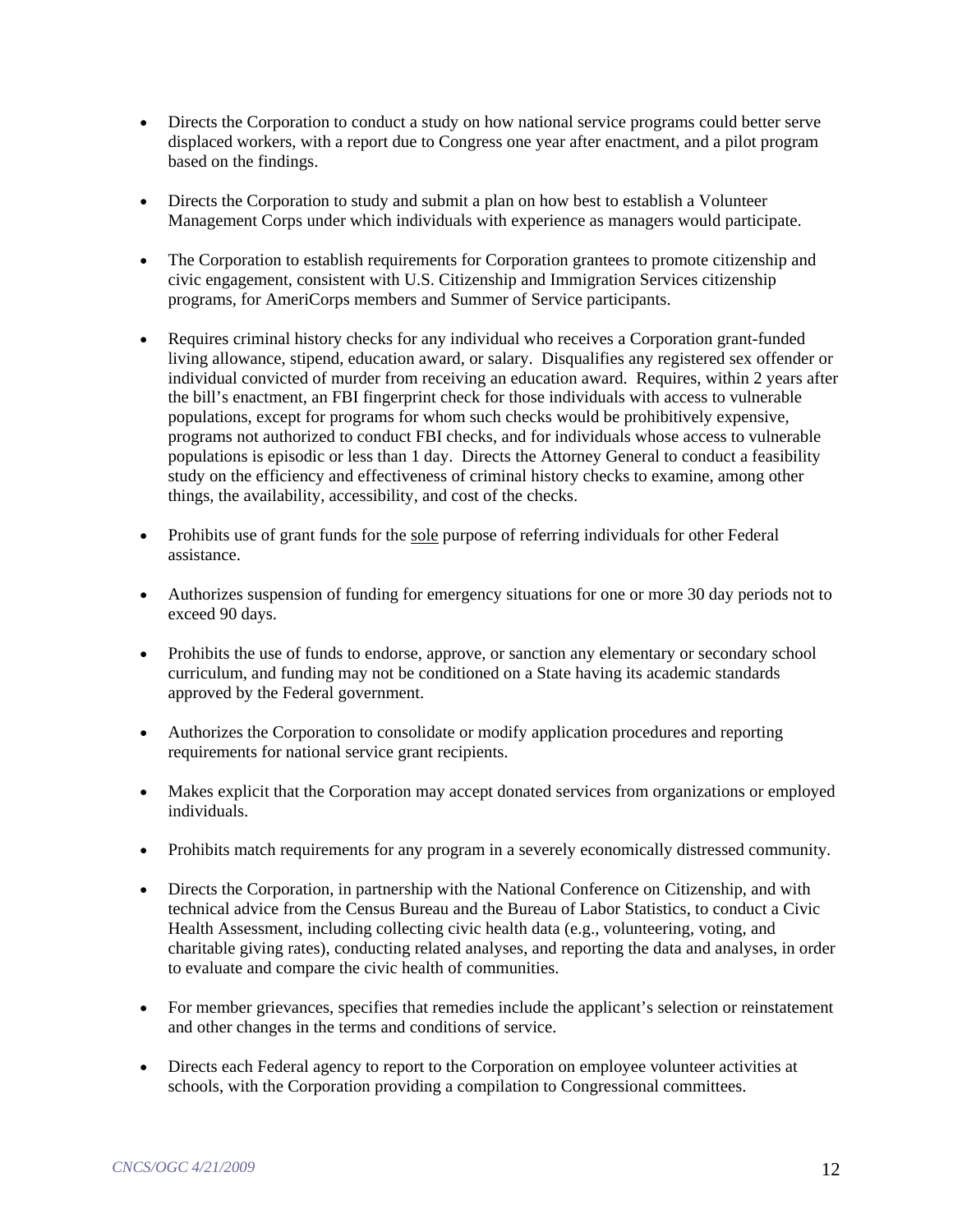- Directs the Corporation to conduct a study on how national service programs could better serve displaced workers, with a report due to Congress one year after enactment, and a pilot program based on the findings.

- Directs the Corporation to study and submit a plan on how best to establish a Volunteer Management Corps under which individuals with experience as managers would participate.

- The Corporation to establish requirements for Corporation grantees to promote citizenship and civic engagement, consistent with U.S. Citizenship and Immigration Services citizenship programs, for AmeriCorps members and Summer of Service participants.

- Requires criminal history checks for any individual who receives a Corporation grant-funded living allowance, stipend, education award, or salary. Disqualifies any registered sex offender or individual convicted of murder from receiving an education award. Requires, within 2 years after the bill's enactment, an FBI fingerprint check for those individuals with access to vulnerable populations, except for programs for whom such checks would be prohibitively expensive, programs not authorized to conduct FBI checks, and for individuals whose access to vulnerable populations is episodic or less than 1 day. Directs the Attorney General to conduct a feasibility study on the efficiency and effectiveness of criminal history checks to examine, among other things, the availability, accessibility, and cost of the checks.

- Prohibits use of grant funds for the <u>sole</u> purpose of referring individuals for other Federal assistance.

- Authorizes suspension of funding for emergency situations for one or more 30 day periods not to exceed 90 days.

- Prohibits the use of funds to endorse, approve, or sanction any elementary or secondary school curriculum, and funding may not be conditioned on a State having its academic standards approved by the Federal government.

- Authorizes the Corporation to consolidate or modify application procedures and reporting requirements for national service grant recipients.

- Makes explicit that the Corporation may accept donated services from organizations or employed individuals.

- Prohibits match requirements for any program in a severely economically distressed community.

- Directs the Corporation, in partnership with the National Conference on Citizenship, and with technical advice from the Census Bureau and the Bureau of Labor Statistics, to conduct a Civic Health Assessment, including collecting civic health data (e.g., volunteering, voting, and charitable giving rates), conducting related analyses, and reporting the data and analyses, in order to evaluate and compare the civic health of communities.

- For member grievances, specifies that remedies include the applicant's selection or reinstatement and other changes in the terms and conditions of service.

- Directs each Federal agency to report to the Corporation on employee volunteer activities at schools, with the Corporation providing a compilation to Congressional committees.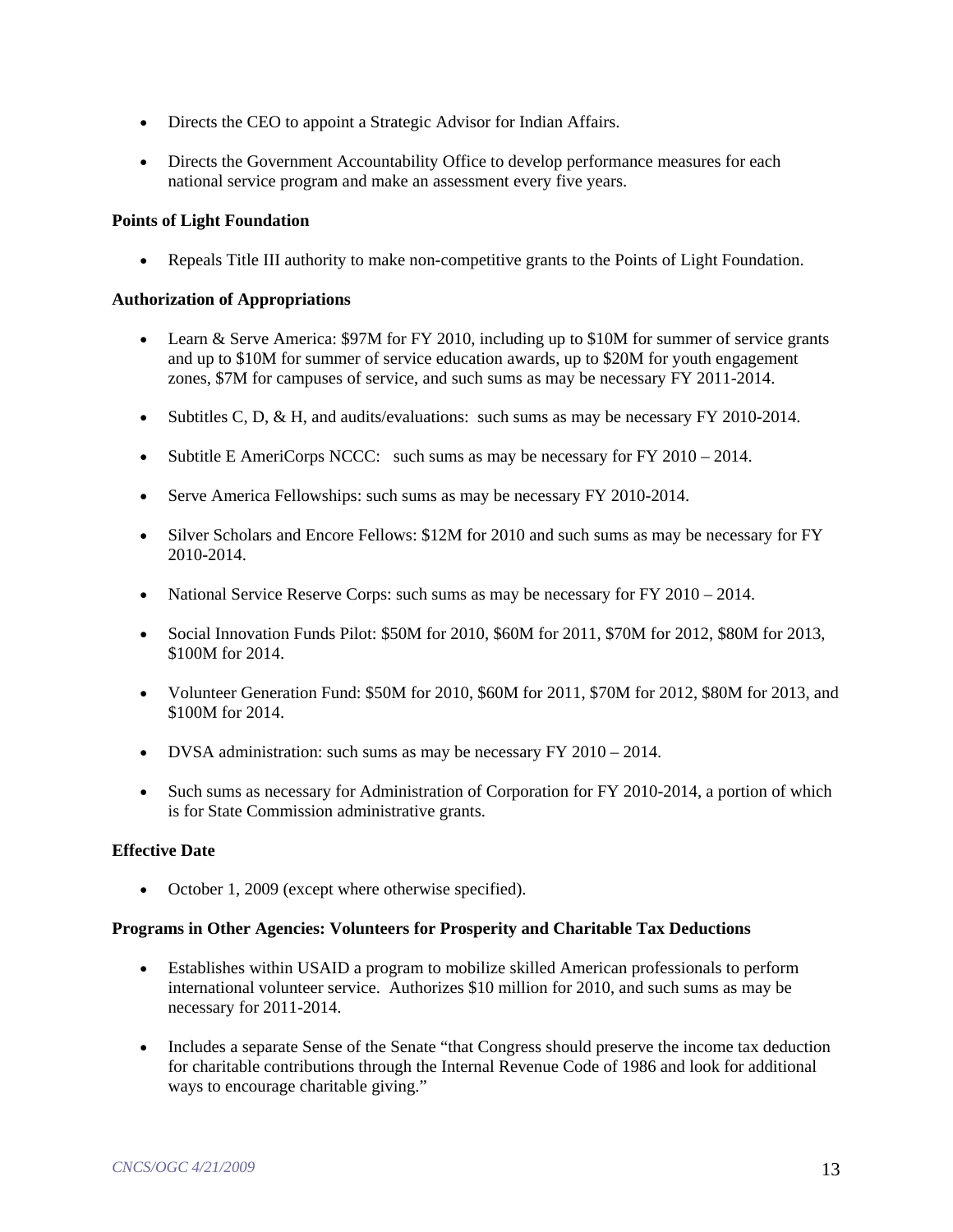- Directs the CEO to appoint a Strategic Advisor for Indian Affairs.
- Directs the Government Accountability Office to develop performance measures for each national service program and make an assessment every five years.

**Points of Light Foundation**

- Repeals Title III authority to make non-competitive grants to the Points of Light Foundation.

**Authorization of Appropriations**

- Learn & Serve America: $97M for FY 2010, including up to $10M for summer of service grants and up to $10M for summer of service education awards, up to $20M for youth engagement zones, $7M for campuses of service, and such sums as may be necessary FY 2011-2014.
- Subtitles C, D, & H, and audits/evaluations: such sums as may be necessary FY 2010-2014.
- Subtitle E AmeriCorps NCCC: such sums as may be necessary for FY 2010 – 2014.
- Serve America Fellowships: such sums as may be necessary FY 2010-2014.
- Silver Scholars and Encore Fellows: $12M for 2010 and such sums as may be necessary for FY 2010-2014.
- National Service Reserve Corps: such sums as may be necessary for FY 2010 – 2014.
- Social Innovation Funds Pilot: $50M for 2010, $60M for 2011, $70M for 2012, $80M for 2013, $100M for 2014.
- Volunteer Generation Fund: $50M for 2010, $60M for 2011, $70M for 2012, $80M for 2013, and $100M for 2014.
- DVSA administration: such sums as may be necessary FY 2010 – 2014.
- Such sums as necessary for Administration of Corporation for FY 2010-2014, a portion of which is for State Commission administrative grants.

**Effective Date**

- October 1, 2009 (except where otherwise specified).

**Programs in Other Agencies: Volunteers for Prosperity and Charitable Tax Deductions**

- Establishes within USAID a program to mobilize skilled American professionals to perform international volunteer service. Authorizes $10 million for 2010, and such sums as may be necessary for 2011-2014.
- Includes a separate Sense of the Senate "that Congress should preserve the income tax deduction for charitable contributions through the Internal Revenue Code of 1986 and look for additional ways to encourage charitable giving."